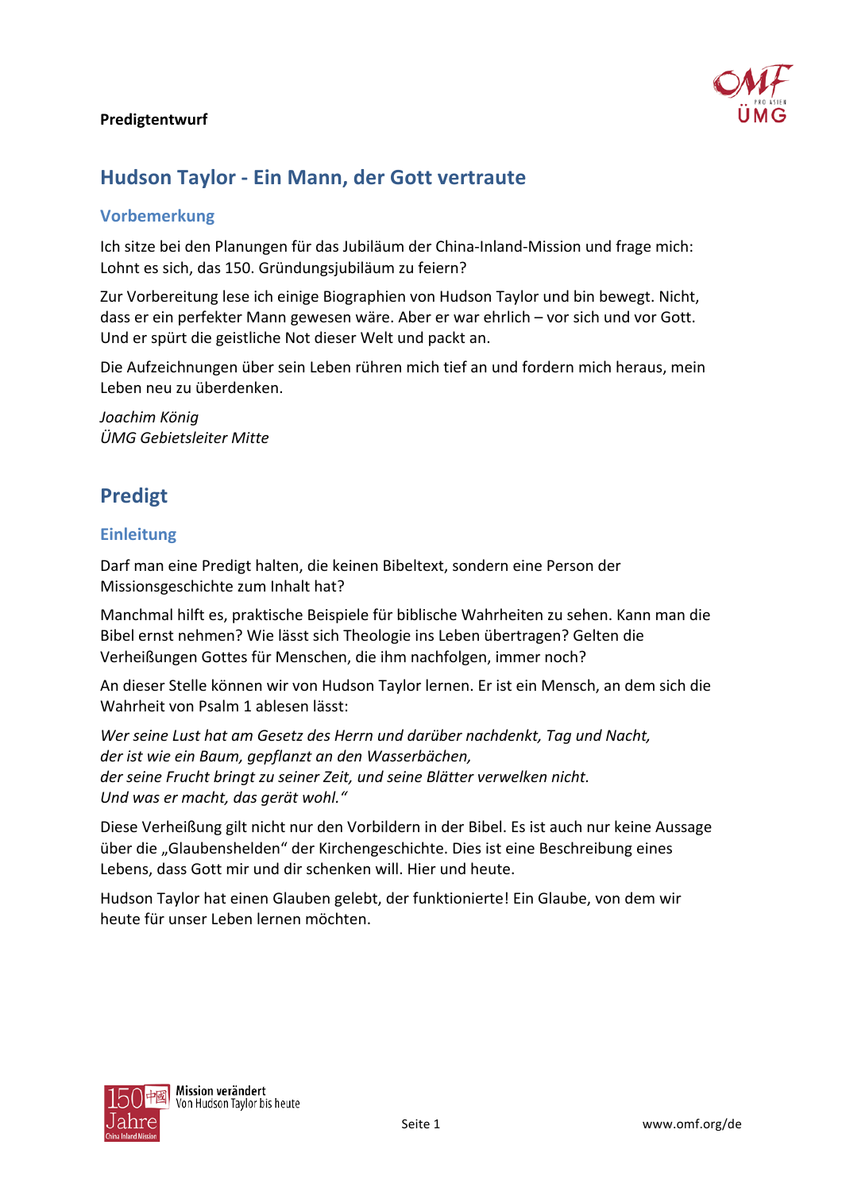**Predigtentwurf**

# Hudson Taylor - Ein Mann, der Gott vertraute

## Vorbemerkung

Ich sitze bei den Planungen für das Jubiläum der China-Inland-Mission und frage mich: Lohnt es sich, das 150. Gründungsjubiläum zu feiern?

Zur Vorbereitung lese ich einige Biographien von Hudson Taylor und bin bewegt. Nicht, dass er ein perfekter Mann gewesen wäre. Aber er war ehrlich – vor sich und vor Gott. Und er spürt die geistliche Not dieser Welt und packt an.

Die Aufzeichnungen über sein Leben rühren mich tief an und fordern mich heraus, mein Leben neu zu überdenken.

*Joachim König*
*ÜMG Gebietsleiter Mitte*

# Predigt

## Einleitung

Darf man eine Predigt halten, die keinen Bibeltext, sondern eine Person der Missionsgeschichte zum Inhalt hat?

Manchmal hilft es, praktische Beispiele für biblische Wahrheiten zu sehen. Kann man die Bibel ernst nehmen? Wie lässt sich Theologie ins Leben übertragen? Gelten die Verheißungen Gottes für Menschen, die ihm nachfolgen, immer noch?

An dieser Stelle können wir von Hudson Taylor lernen. Er ist ein Mensch, an dem sich die Wahrheit von Psalm 1 ablesen lässt:

*Wer seine Lust hat am Gesetz des Herrn und darüber nachdenkt, Tag und Nacht,*
*der ist wie ein Baum, gepflanzt an den Wasserbächen,*
*der seine Frucht bringt zu seiner Zeit, und seine Blätter verwelken nicht.*
*Und was er macht, das gerät wohl."*

Diese Verheißung gilt nicht nur den Vorbildern in der Bibel. Es ist auch nur keine Aussage über die „Glaubenshelden" der Kirchengeschichte. Dies ist eine Beschreibung eines Lebens, dass Gott mir und dir schenken will. Hier und heute.

Hudson Taylor hat einen Glauben gelebt, der funktionierte! Ein Glaube, von dem wir heute für unser Leben lernen möchten.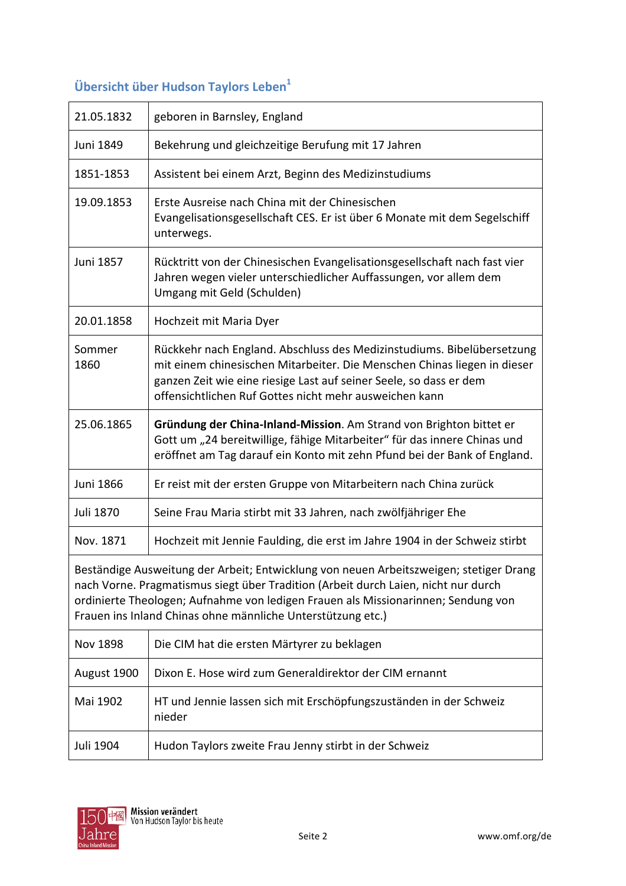### Übersicht über Hudson Taylors Leben[1]

| | |
|---|---|
| 21.05.1832 | geboren in Barnsley, England |
| Juni 1849 | Bekehrung und gleichzeitige Berufung mit 17 Jahren |
| 1851-1853 | Assistent bei einem Arzt, Beginn des Medizinstudiums |
| 19.09.1853 | Erste Ausreise nach China mit der Chinesischen Evangelisationsgesellschaft CES. Er ist über 6 Monate mit dem Segelschiff unterwegs. |
| Juni 1857 | Rücktritt von der Chinesischen Evangelisationsgesellschaft nach fast vier Jahren wegen vieler unterschiedlicher Auffassungen, vor allem dem Umgang mit Geld (Schulden) |
| 20.01.1858 | Hochzeit mit Maria Dyer |
| Sommer 1860 | Rückkehr nach England. Abschluss des Medizinstudiums. Bibelübersetzung mit einem chinesischen Mitarbeiter. Die Menschen Chinas liegen in dieser ganzen Zeit wie eine riesige Last auf seiner Seele, so dass er dem offensichtlichen Ruf Gottes nicht mehr ausweichen kann |
| 25.06.1865 | **Gründung der China-Inland-Mission**. Am Strand von Brighton bittet er Gott um „24 bereitwillige, fähige Mitarbeiter" für das innere Chinas und eröffnet am Tag darauf ein Konto mit zehn Pfund bei der Bank of England. |
| Juni 1866 | Er reist mit der ersten Gruppe von Mitarbeitern nach China zurück |
| Juli 1870 | Seine Frau Maria stirbt mit 33 Jahren, nach zwölfjähriger Ehe |
| Nov. 1871 | Hochzeit mit Jennie Faulding, die erst im Jahre 1904 in der Schweiz stirbt |
| Beständige Ausweitung der Arbeit; Entwicklung von neuen Arbeitszweigen; stetiger Drang nach Vorne. Pragmatismus siegt über Tradition (Arbeit durch Laien, nicht nur durch ordinierte Theologen; Aufnahme von ledigen Frauen als Missionarinnen; Sendung von Frauen ins Inland Chinas ohne männliche Unterstützung etc.) | |
| Nov 1898 | Die CIM hat die ersten Märtyrer zu beklagen |
| August 1900 | Dixon E. Hose wird zum Generaldirektor der CIM ernannt |
| Mai 1902 | HT und Jennie lassen sich mit Erschöpfungszuständen in der Schweiz nieder |
| Juli 1904 | Hudon Taylors zweite Frau Jenny stirbt in der Schweiz |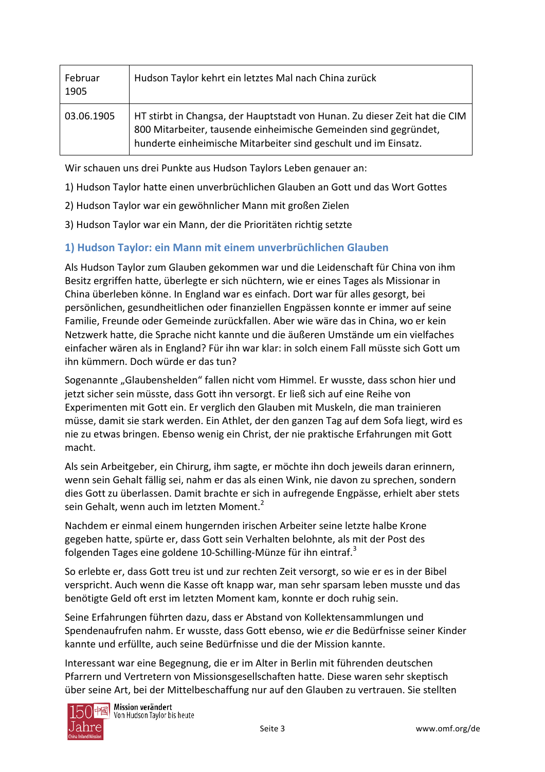| Februar 1905 | Hudson Taylor kehrt ein letztes Mal nach China zurück |
|---|---|
| 03.06.1905 | HT stirbt in Changsa, der Hauptstadt von Hunan. Zu dieser Zeit hat die CIM 800 Mitarbeiter, tausende einheimische Gemeinden sind gegründet, hunderte einheimische Mitarbeiter sind geschult und im Einsatz. |

Wir schauen uns drei Punkte aus Hudson Taylors Leben genauer an:

1) Hudson Taylor hatte einen unverbrüchlichen Glauben an Gott und das Wort Gottes

2) Hudson Taylor war ein gewöhnlicher Mann mit großen Zielen

3) Hudson Taylor war ein Mann, der die Prioritäten richtig setzte

## 1) Hudson Taylor: ein Mann mit einem unverbrüchlichen Glauben

Als Hudson Taylor zum Glauben gekommen war und die Leidenschaft für China von ihm Besitz ergriffen hatte, überlegte er sich nüchtern, wie er eines Tages als Missionar in China überleben könne. In England war es einfach. Dort war für alles gesorgt, bei persönlichen, gesundheitlichen oder finanziellen Engpässen konnte er immer auf seine Familie, Freunde oder Gemeinde zurückfallen. Aber wie wäre das in China, wo er kein Netzwerk hatte, die Sprache nicht kannte und die äußeren Umstände um ein vielfaches einfacher wären als in England? Für ihn war klar: in solch einem Fall müsste sich Gott um ihn kümmern. Doch würde er das tun?

Sogenannte „Glaubenshelden“ fallen nicht vom Himmel. Er wusste, dass schon hier und jetzt sicher sein müsste, dass Gott ihn versorgt. Er ließ sich auf eine Reihe von Experimenten mit Gott ein. Er verglich den Glauben mit Muskeln, die man trainieren müsse, damit sie stark werden. Ein Athlet, der den ganzen Tag auf dem Sofa liegt, wird es nie zu etwas bringen. Ebenso wenig ein Christ, der nie praktische Erfahrungen mit Gott macht.

Als sein Arbeitgeber, ein Chirurg, ihm sagte, er möchte ihn doch jeweils daran erinnern, wenn sein Gehalt fällig sei, nahm er das als einen Wink, nie davon zu sprechen, sondern dies Gott zu überlassen. Damit brachte er sich in aufregende Engpässe, erhielt aber stets sein Gehalt, wenn auch im letzten Moment.[2]

Nachdem er einmal einem hungernden irischen Arbeiter seine letzte halbe Krone gegeben hatte, spürte er, dass Gott sein Verhalten belohnte, als mit der Post des folgenden Tages eine goldene 10-Schilling-Münze für ihn eintraf.[3]

So erlebte er, dass Gott treu ist und zur rechten Zeit versorgt, so wie er es in der Bibel verspricht. Auch wenn die Kasse oft knapp war, man sehr sparsam leben musste und das benötigte Geld oft erst im letzten Moment kam, konnte er doch ruhig sein.

Seine Erfahrungen führten dazu, dass er Abstand von Kollektensammlungen und Spendenaufrufen nahm. Er wusste, dass Gott ebenso, wie *er* die Bedürfnisse seiner Kinder kannte und erfüllte, auch seine Bedürfnisse und die der Mission kannte.

Interessant war eine Begegnung, die er im Alter in Berlin mit führenden deutschen Pfarrern und Vertretern von Missionsgesellschaften hatte. Diese waren sehr skeptisch über seine Art, bei der Mittelbeschaffung nur auf den Glauben zu vertrauen. Sie stellten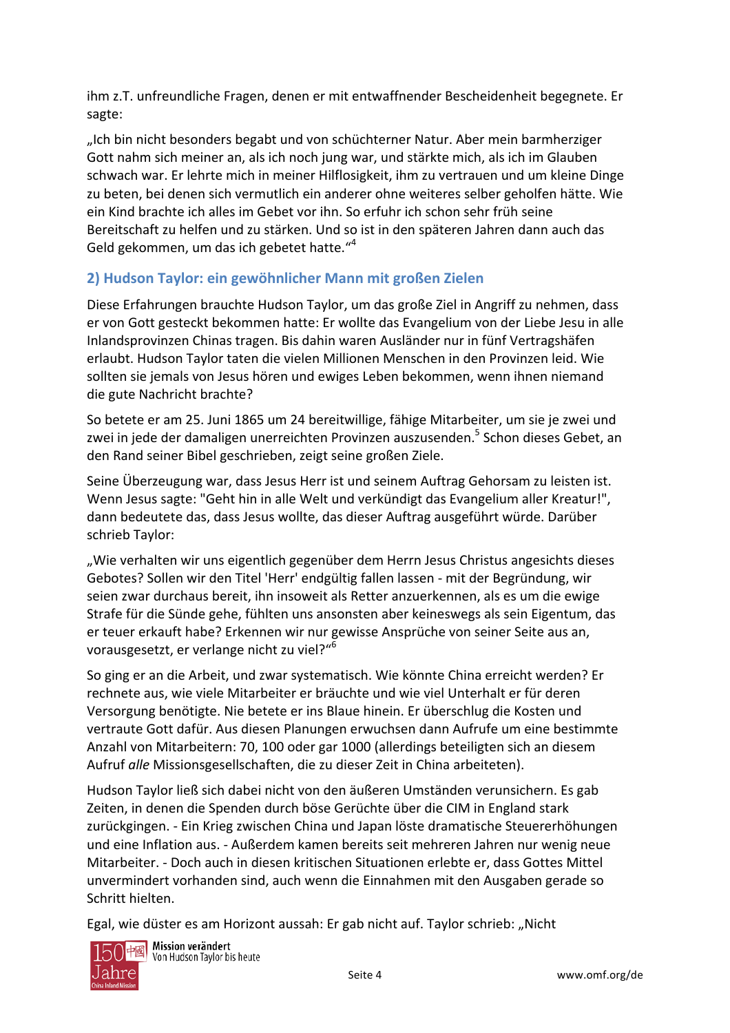ihm z.T. unfreundliche Fragen, denen er mit entwaffnender Bescheidenheit begegnete. Er sagte:

„Ich bin nicht besonders begabt und von schüchterner Natur. Aber mein barmherziger Gott nahm sich meiner an, als ich noch jung war, und stärkte mich, als ich im Glauben schwach war. Er lehrte mich in meiner Hilflosigkeit, ihm zu vertrauen und um kleine Dinge zu beten, bei denen sich vermutlich ein anderer ohne weiteres selber geholfen hätte. Wie ein Kind brachte ich alles im Gebet vor ihn. So erfuhr ich schon sehr früh seine Bereitschaft zu helfen und zu stärken. Und so ist in den späteren Jahren dann auch das Geld gekommen, um das ich gebetet hatte.“[4]

## 2) Hudson Taylor: ein gewöhnlicher Mann mit großen Zielen

Diese Erfahrungen brauchte Hudson Taylor, um das große Ziel in Angriff zu nehmen, dass er von Gott gesteckt bekommen hatte: Er wollte das Evangelium von der Liebe Jesu in alle Inlandsprovinzen Chinas tragen. Bis dahin waren Ausländer nur in fünf Vertragshäfen erlaubt. Hudson Taylor taten die vielen Millionen Menschen in den Provinzen leid. Wie sollten sie jemals von Jesus hören und ewiges Leben bekommen, wenn ihnen niemand die gute Nachricht brachte?

So betete er am 25. Juni 1865 um 24 bereitwillige, fähige Mitarbeiter, um sie je zwei und zwei in jede der damaligen unerreichten Provinzen auszusenden.[5] Schon dieses Gebet, an den Rand seiner Bibel geschrieben, zeigt seine großen Ziele.

Seine Überzeugung war, dass Jesus Herr ist und seinem Auftrag Gehorsam zu leisten ist. Wenn Jesus sagte: "Geht hin in alle Welt und verkündigt das Evangelium aller Kreatur!", dann bedeutete das, dass Jesus wollte, das dieser Auftrag ausgeführt würde. Darüber schrieb Taylor:

„Wie verhalten wir uns eigentlich gegenüber dem Herrn Jesus Christus angesichts dieses Gebotes? Sollen wir den Titel 'Herr' endgültig fallen lassen - mit der Begründung, wir seien zwar durchaus bereit, ihn insoweit als Retter anzuerkennen, als es um die ewige Strafe für die Sünde gehe, fühlten uns ansonsten aber keineswegs als sein Eigentum, das er teuer erkauft habe? Erkennen wir nur gewisse Ansprüche von seiner Seite aus an, vorausgesetzt, er verlange nicht zu viel?“[6]

So ging er an die Arbeit, und zwar systematisch. Wie könnte China erreicht werden? Er rechnete aus, wie viele Mitarbeiter er bräuchte und wie viel Unterhalt er für deren Versorgung benötigte. Nie betete er ins Blaue hinein. Er überschlug die Kosten und vertraute Gott dafür. Aus diesen Planungen erwuchsen dann Aufrufe um eine bestimmte Anzahl von Mitarbeitern: 70, 100 oder gar 1000 (allerdings beteiligten sich an diesem Aufruf *alle* Missionsgesellschaften, die zu dieser Zeit in China arbeiteten).

Hudson Taylor ließ sich dabei nicht von den äußeren Umständen verunsichern. Es gab Zeiten, in denen die Spenden durch böse Gerüchte über die CIM in England stark zurückgingen. - Ein Krieg zwischen China und Japan löste dramatische Steuererhöhungen und eine Inflation aus. - Außerdem kamen bereits seit mehreren Jahren nur wenig neue Mitarbeiter. - Doch auch in diesen kritischen Situationen erlebte er, dass Gottes Mittel unvermindert vorhanden sind, auch wenn die Einnahmen mit den Ausgaben gerade so Schritt hielten.

Egal, wie düster es am Horizont aussah: Er gab nicht auf. Taylor schrieb: „Nicht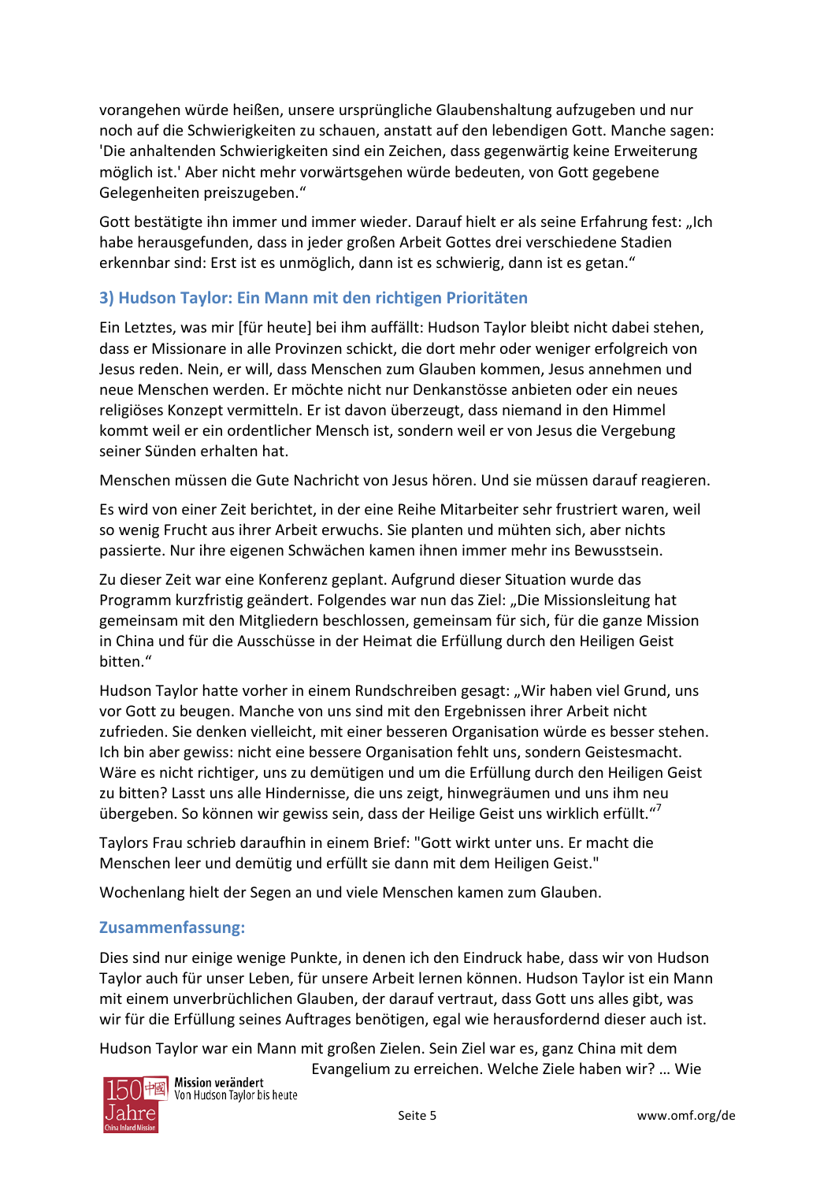vorangehen würde heißen, unsere ursprüngliche Glaubenshaltung aufzugeben und nur noch auf die Schwierigkeiten zu schauen, anstatt auf den lebendigen Gott. Manche sagen: 'Die anhaltenden Schwierigkeiten sind ein Zeichen, dass gegenwärtig keine Erweiterung möglich ist.' Aber nicht mehr vorwärtsgehen würde bedeuten, von Gott gegebene Gelegenheiten preiszugeben."

Gott bestätigte ihn immer und immer wieder. Darauf hielt er als seine Erfahrung fest: „Ich habe herausgefunden, dass in jeder großen Arbeit Gottes drei verschiedene Stadien erkennbar sind: Erst ist es unmöglich, dann ist es schwierig, dann ist es getan."

### 3) Hudson Taylor: Ein Mann mit den richtigen Prioritäten

Ein Letztes, was mir [für heute] bei ihm auffällt: Hudson Taylor bleibt nicht dabei stehen, dass er Missionare in alle Provinzen schickt, die dort mehr oder weniger erfolgreich von Jesus reden. Nein, er will, dass Menschen zum Glauben kommen, Jesus annehmen und neue Menschen werden. Er möchte nicht nur Denkanstösse anbieten oder ein neues religiöses Konzept vermitteln. Er ist davon überzeugt, dass niemand in den Himmel kommt weil er ein ordentlicher Mensch ist, sondern weil er von Jesus die Vergebung seiner Sünden erhalten hat.

Menschen müssen die Gute Nachricht von Jesus hören. Und sie müssen darauf reagieren.

Es wird von einer Zeit berichtet, in der eine Reihe Mitarbeiter sehr frustriert waren, weil so wenig Frucht aus ihrer Arbeit erwuchs. Sie planten und mühten sich, aber nichts passierte. Nur ihre eigenen Schwächen kamen ihnen immer mehr ins Bewusstsein.

Zu dieser Zeit war eine Konferenz geplant. Aufgrund dieser Situation wurde das Programm kurzfristig geändert. Folgendes war nun das Ziel: „Die Missionsleitung hat gemeinsam mit den Mitgliedern beschlossen, gemeinsam für sich, für die ganze Mission in China und für die Ausschüsse in der Heimat die Erfüllung durch den Heiligen Geist bitten."

Hudson Taylor hatte vorher in einem Rundschreiben gesagt: „Wir haben viel Grund, uns vor Gott zu beugen. Manche von uns sind mit den Ergebnissen ihrer Arbeit nicht zufrieden. Sie denken vielleicht, mit einer besseren Organisation würde es besser stehen. Ich bin aber gewiss: nicht eine bessere Organisation fehlt uns, sondern Geistesmacht. Wäre es nicht richtiger, uns zu demütigen und um die Erfüllung durch den Heiligen Geist zu bitten? Lasst uns alle Hindernisse, die uns zeigt, hinwegräumen und uns ihm neu übergeben. So können wir gewiss sein, dass der Heilige Geist uns wirklich erfüllt."[7]

Taylors Frau schrieb daraufhin in einem Brief: "Gott wirkt unter uns. Er macht die Menschen leer und demütig und erfüllt sie dann mit dem Heiligen Geist."

Wochenlang hielt der Segen an und viele Menschen kamen zum Glauben.

### Zusammenfassung:

Dies sind nur einige wenige Punkte, in denen ich den Eindruck habe, dass wir von Hudson Taylor auch für unser Leben, für unsere Arbeit lernen können. Hudson Taylor ist ein Mann mit einem unverbrüchlichen Glauben, der darauf vertraut, dass Gott uns alles gibt, was wir für die Erfüllung seines Auftrages benötigen, egal wie herausfordernd dieser auch ist.

Hudson Taylor war ein Mann mit großen Zielen. Sein Ziel war es, ganz China mit dem Evangelium zu erreichen. Welche Ziele haben wir? … Wie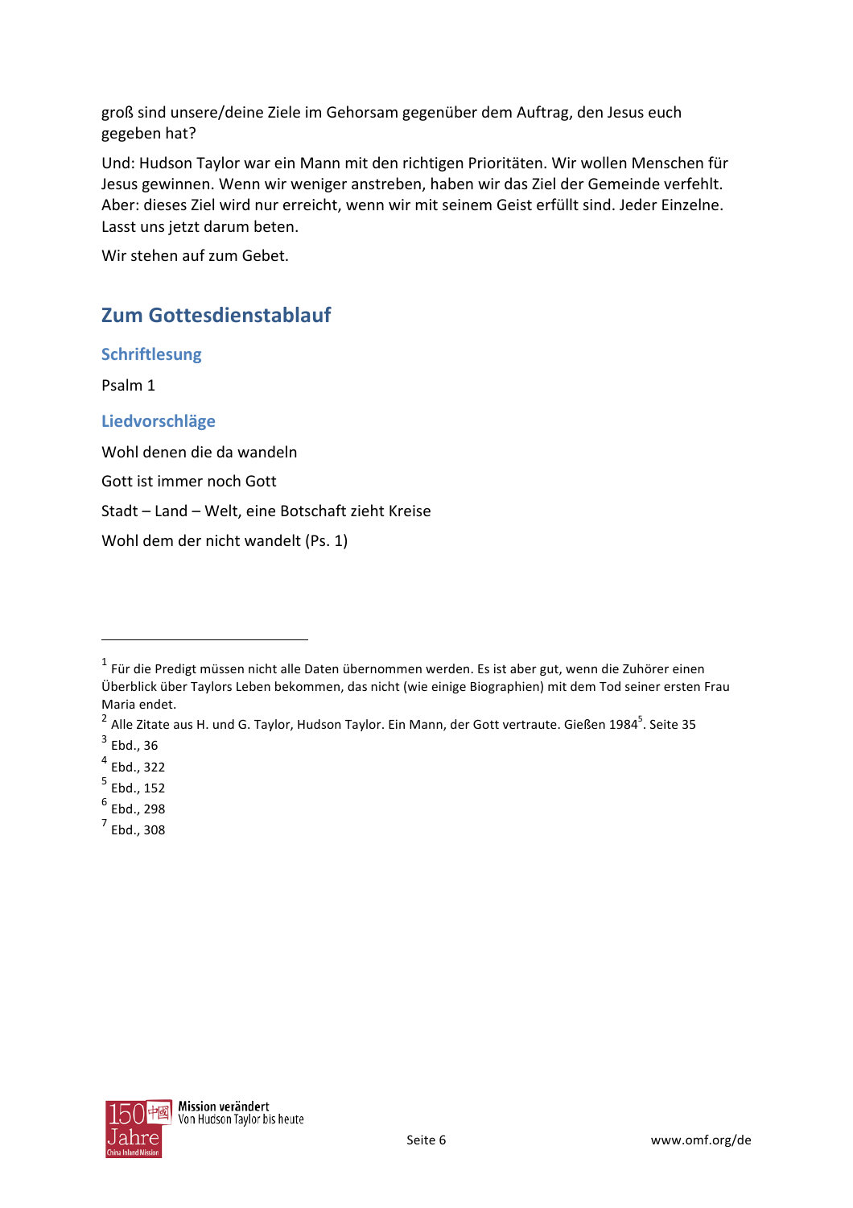groß sind unsere/deine Ziele im Gehorsam gegenüber dem Auftrag, den Jesus euch gegeben hat?

Und: Hudson Taylor war ein Mann mit den richtigen Prioritäten. Wir wollen Menschen für Jesus gewinnen. Wenn wir weniger anstreben, haben wir das Ziel der Gemeinde verfehlt. Aber: dieses Ziel wird nur erreicht, wenn wir mit seinem Geist erfüllt sind. Jeder Einzelne. Lasst uns jetzt darum beten.

Wir stehen auf zum Gebet.

## Zum Gottesdienstablauf

### Schriftlesung

Psalm 1

### Liedvorschläge

Wohl denen die da wandeln

Gott ist immer noch Gott

Stadt – Land – Welt, eine Botschaft zieht Kreise

Wohl dem der nicht wandelt (Ps. 1)

---

[1] Für die Predigt müssen nicht alle Daten übernommen werden. Es ist aber gut, wenn die Zuhörer einen Überblick über Taylors Leben bekommen, das nicht (wie einige Biographien) mit dem Tod seiner ersten Frau Maria endet.

[2] Alle Zitate aus H. und G. Taylor, Hudson Taylor. Ein Mann, der Gott vertraute. Gießen 1984[5]. Seite 35

[3] Ebd., 36

[4] Ebd., 322

[5] Ebd., 152

[6] Ebd., 298

[7] Ebd., 308